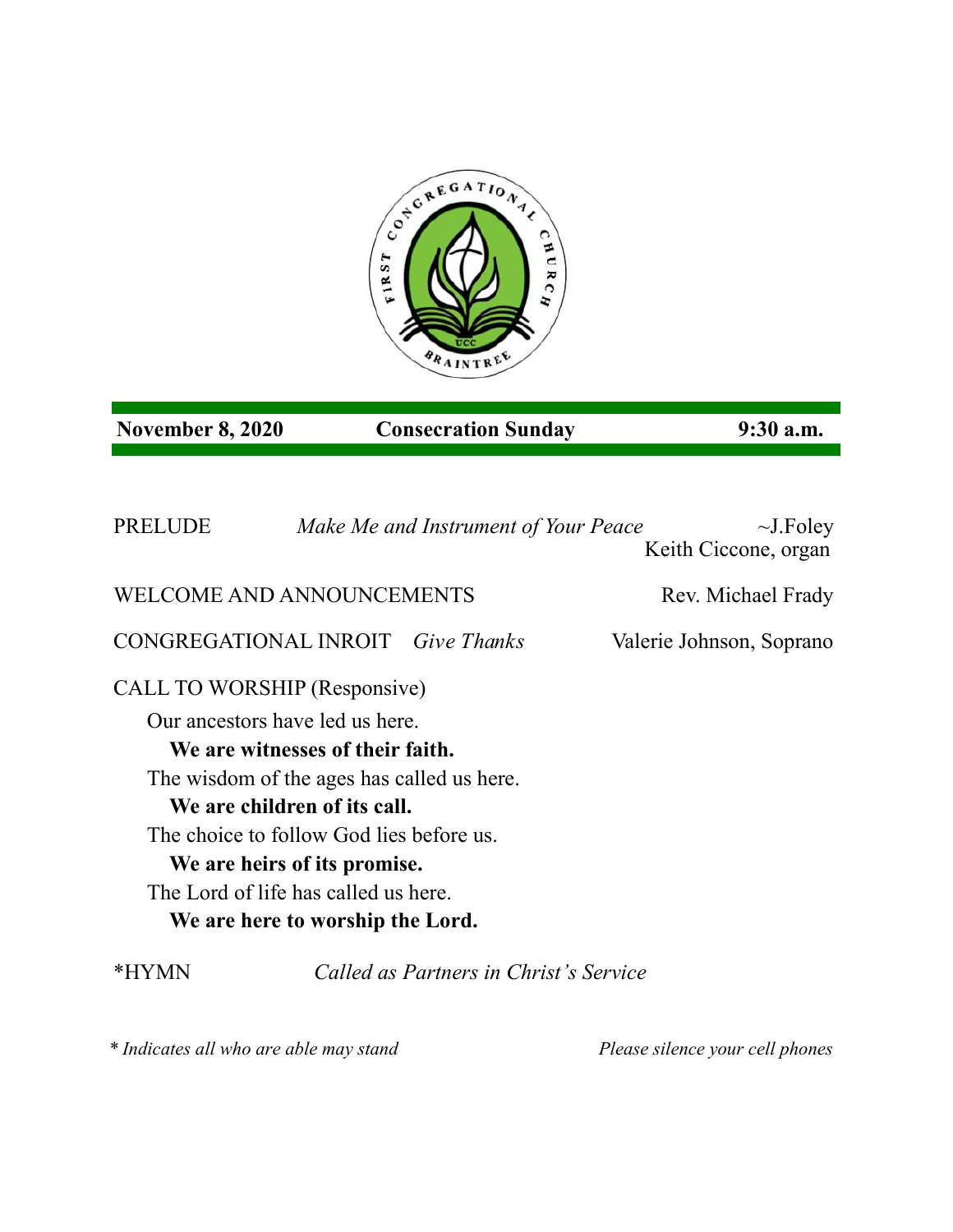**November 8, 2020** **Consecration Sunday** **9:30 a.m.**

PRELUDE *Make Me and Instrument of Your Peace* ~J.Foley
Keith Ciccone, organ

WELCOME AND ANNOUNCEMENTS Rev. Michael Frady

CONGREGATIONAL INROIT *Give Thanks* Valerie Johnson, Soprano

CALL TO WORSHIP (Responsive)

Our ancestors have led us here.
**We are witnesses of their faith.**
The wisdom of the ages has called us here.
**We are children of its call.**
The choice to follow God lies before us.
**We are heirs of its promise.**
The Lord of life has called us here.
**We are here to worship the Lord.**

*HYMN *Called as Partners in Christ's Service*

*\* Indicates all who are able may stand* *Please silence your cell phones*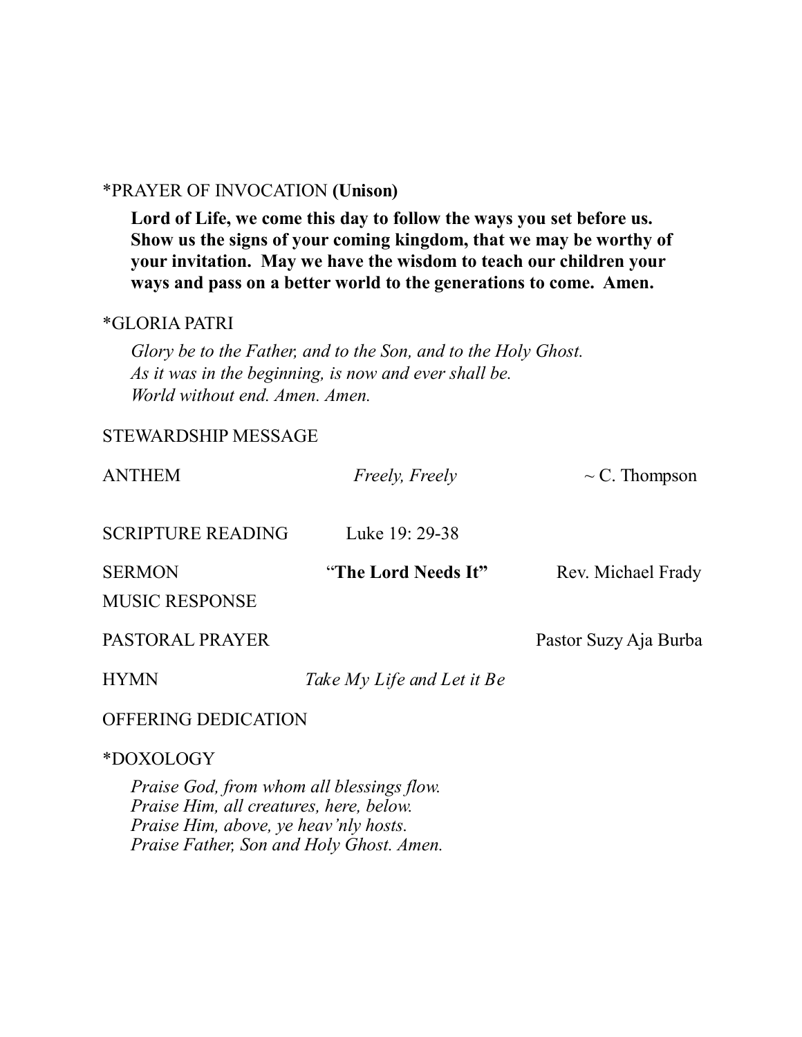*PRAYER OF INVOCATION **(Unison)**

**Lord of Life, we come this day to follow the ways you set before us. Show us the signs of your coming kingdom, that we may be worthy of your invitation. May we have the wisdom to teach our children your ways and pass on a better world to the generations to come. Amen.**

*GLORIA PATRI

*Glory be to the Father, and to the Son, and to the Holy Ghost.*
*As it was in the beginning, is now and ever shall be.*
*World without end. Amen. Amen.*

STEWARDSHIP MESSAGE

ANTHEM *Freely, Freely* ~ C. Thompson

SCRIPTURE READING Luke 19: 29-38

SERMON "**The Lord Needs It"** Rev. Michael Frady

MUSIC RESPONSE

PASTORAL PRAYER Pastor Suzy Aja Burba

HYMN *Take My Life and Let it Be*

OFFERING DEDICATION

*DOXOLOGY

*Praise God, from whom all blessings flow.*
*Praise Him, all creatures, here, below.*
*Praise Him, above, ye heav'nly hosts.*
*Praise Father, Son and Holy Ghost. Amen.*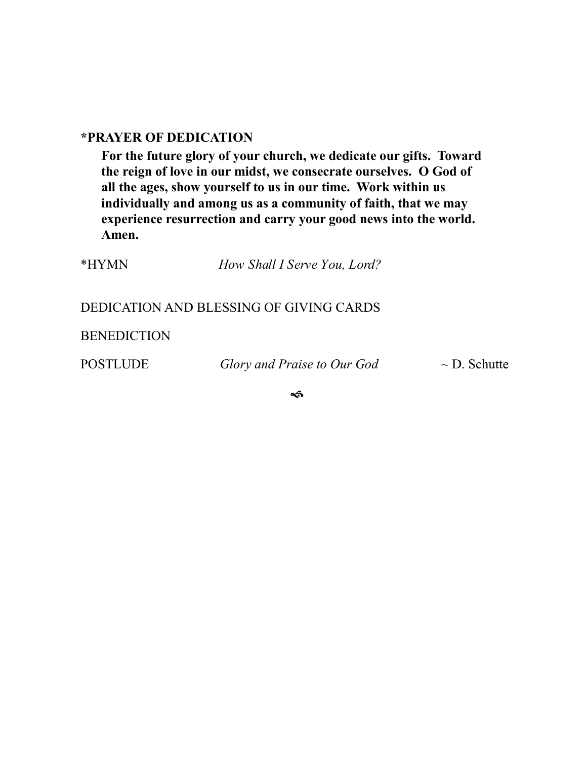**\*PRAYER OF DEDICATION**

**For the future glory of your church, we dedicate our gifts. Toward the reign of love in our midst, we consecrate ourselves. O God of all the ages, show yourself to us in our time. Work within us individually and among us as a community of faith, that we may experience resurrection and carry your good news into the world. Amen.**

*HYMN *How Shall I Serve You, Lord?*

DEDICATION AND BLESSING OF GIVING CARDS

BENEDICTION

POSTLUDE *Glory and Praise to Our God* ~ D. Schutte

☙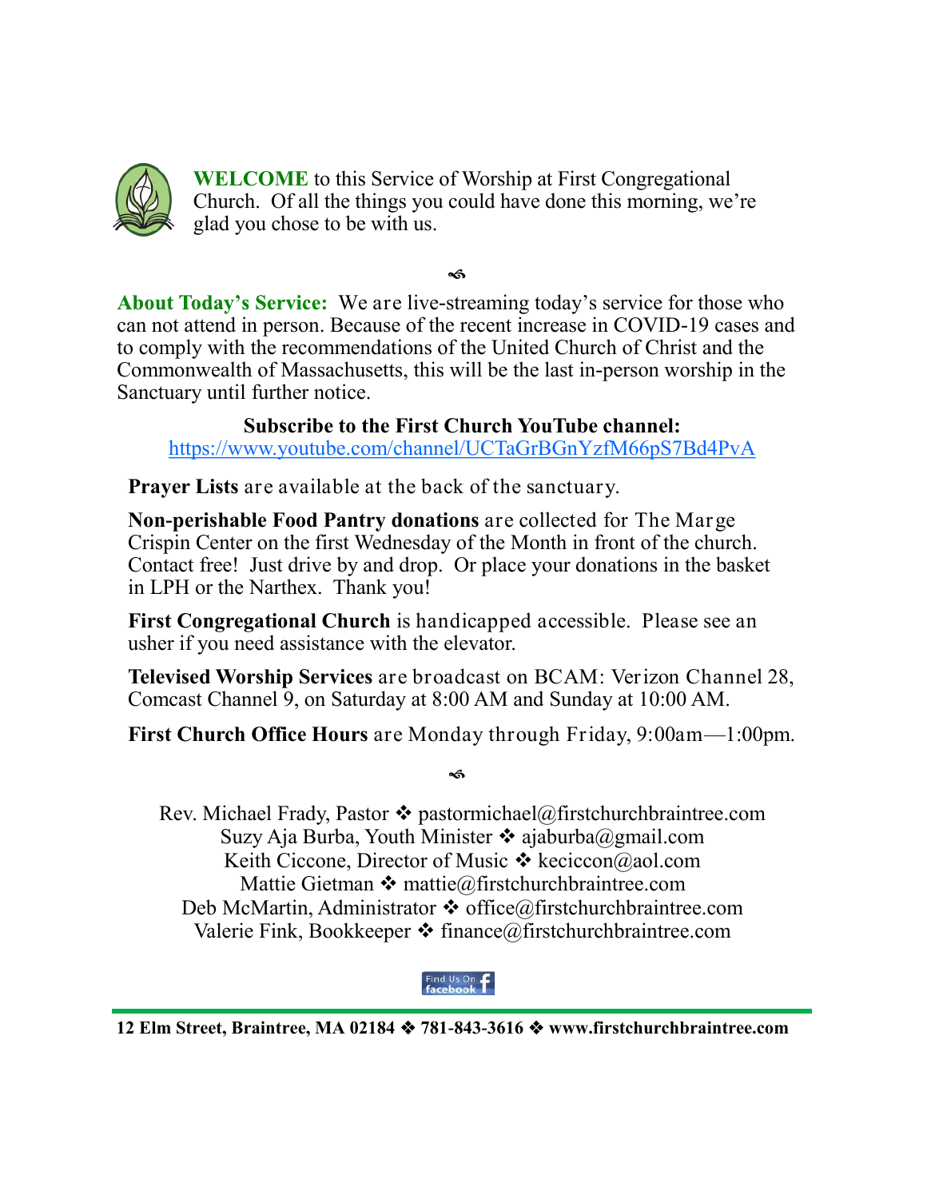**WELCOME** to this Service of Worship at First Congregational Church. Of all the things you could have done this morning, we're glad you chose to be with us.

**About Today's Service:** We are live-streaming today's service for those who can not attend in person. Because of the recent increase in COVID-19 cases and to comply with the recommendations of the United Church of Christ and the Commonwealth of Massachusetts, this will be the last in-person worship in the Sanctuary until further notice.

**Subscribe to the First Church YouTube channel:**
https://www.youtube.com/channel/UCTaGrBGnYzfM66pS7Bd4PvA

**Prayer Lists** are available at the back of the sanctuary.

**Non-perishable Food Pantry donations** are collected for The Marge Crispin Center on the first Wednesday of the Month in front of the church. Contact free! Just drive by and drop. Or place your donations in the basket in LPH or the Narthex. Thank you!

**First Congregational Church** is handicapped accessible. Please see an usher if you need assistance with the elevator.

**Televised Worship Services** are broadcast on BCAM: Verizon Channel 28, Comcast Channel 9, on Saturday at 8:00 AM and Sunday at 10:00 AM.

**First Church Office Hours** are Monday through Friday, 9:00am—1:00pm.

Rev. Michael Frady, Pastor ❖ pastormichael@firstchurchbraintree.com
Suzy Aja Burba, Youth Minister ❖ ajaburba@gmail.com
Keith Ciccone, Director of Music ❖ keciccon@aol.com
Mattie Gietman ❖ mattie@firstchurchbraintree.com
Deb McMartin, Administrator ❖ office@firstchurchbraintree.com
Valerie Fink, Bookkeeper ❖ finance@firstchurchbraintree.com

Find Us On facebook

**12 Elm Street, Braintree, MA 02184 ❖ 781-843-3616 ❖ www.firstchurchbraintree.com**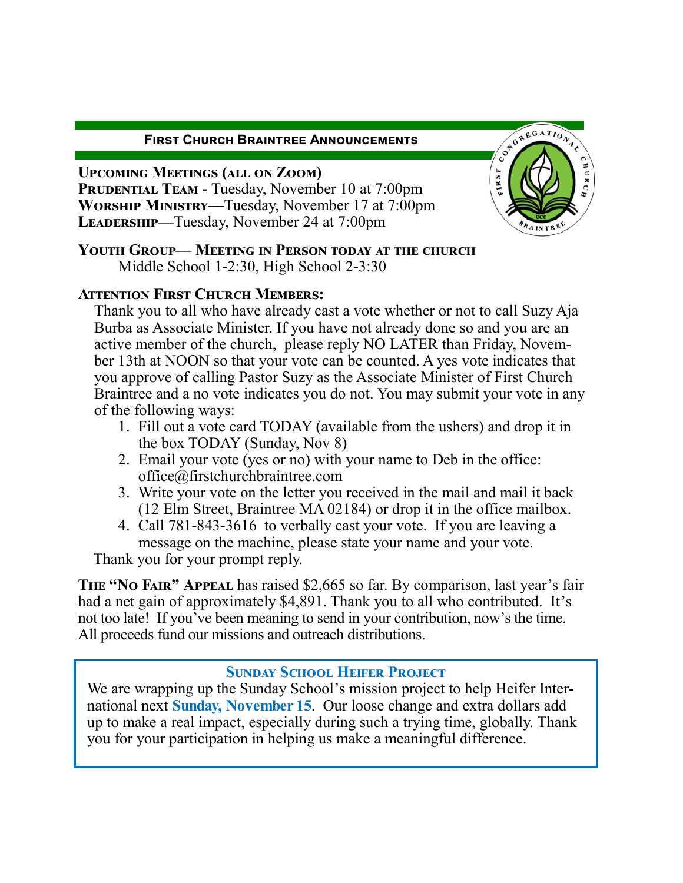## First Church Braintree Announcements

**Upcoming Meetings (all on Zoom)**
**Prudential Team** - Tuesday, November 10 at 7:00pm
**Worship Ministry**—Tuesday, November 17 at 7:00pm
**Leadership**—Tuesday, November 24 at 7:00pm

**Youth Group— Meeting in Person today at the church**
Middle School 1-2:30, High School 2-3:30

**Attention First Church Members:**

Thank you to all who have already cast a vote whether or not to call Suzy Aja Burba as Associate Minister. If you have not already done so and you are an active member of the church, please reply NO LATER than Friday, November 13th at NOON so that your vote can be counted. A yes vote indicates that you approve of calling Pastor Suzy as the Associate Minister of First Church Braintree and a no vote indicates you do not. You may submit your vote in any of the following ways:

1. Fill out a vote card TODAY (available from the ushers) and drop it in the box TODAY (Sunday, Nov 8)
2. Email your vote (yes or no) with your name to Deb in the office: office@firstchurchbraintree.com
3. Write your vote on the letter you received in the mail and mail it back (12 Elm Street, Braintree MA 02184) or drop it in the office mailbox.
4. Call 781-843-3616 to verbally cast your vote. If you are leaving a message on the machine, please state your name and your vote.

Thank you for your prompt reply.

**The "No Fair" Appeal** has raised $2,665 so far. By comparison, last year's fair had a net gain of approximately $4,891. Thank you to all who contributed. It's not too late! If you've been meaning to send in your contribution, now's the time. All proceeds fund our missions and outreach distributions.

### Sunday School Heifer Project

We are wrapping up the Sunday School's mission project to help Heifer International next **Sunday, November 15**. Our loose change and extra dollars add up to make a real impact, especially during such a trying time, globally. Thank you for your participation in helping us make a meaningful difference.